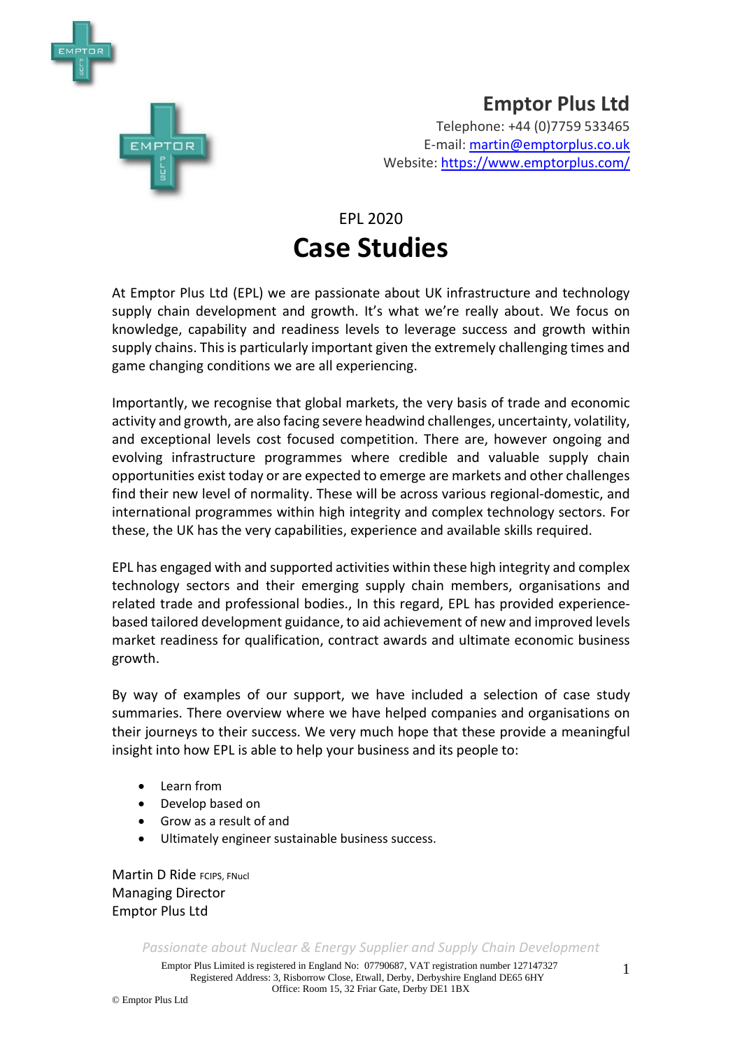**Emptor Plus Ltd**
Telephone: +44 (0)7759 533465
E-mail: martin@emptorplus.co.uk
Website: https://www.emptorplus.com/

EPL 2020

# Case Studies

At Emptor Plus Ltd (EPL) we are passionate about UK infrastructure and technology supply chain development and growth. It's what we're really about. We focus on knowledge, capability and readiness levels to leverage success and growth within supply chains. This is particularly important given the extremely challenging times and game changing conditions we are all experiencing.

Importantly, we recognise that global markets, the very basis of trade and economic activity and growth, are also facing severe headwind challenges, uncertainty, volatility, and exceptional levels cost focused competition. There are, however ongoing and evolving infrastructure programmes where credible and valuable supply chain opportunities exist today or are expected to emerge are markets and other challenges find their new level of normality. These will be across various regional-domestic, and international programmes within high integrity and complex technology sectors. For these, the UK has the very capabilities, experience and available skills required.

EPL has engaged with and supported activities within these high integrity and complex technology sectors and their emerging supply chain members, organisations and related trade and professional bodies., In this regard, EPL has provided experience-based tailored development guidance, to aid achievement of new and improved levels market readiness for qualification, contract awards and ultimate economic business growth.

By way of examples of our support, we have included a selection of case study summaries. There overview where we have helped companies and organisations on their journeys to their success. We very much hope that these provide a meaningful insight into how EPL is able to help your business and its people to:

- Learn from
- Develop based on
- Grow as a result of and
- Ultimately engineer sustainable business success.

Martin D Ride FCIPS, FNucl
Managing Director
Emptor Plus Ltd

*Passionate about Nuclear & Energy Supplier and Supply Chain Development*

Emptor Plus Limited is registered in England No: 07790687, VAT registration number 127147327
Registered Address: 3, Risborrow Close, Etwall, Derby, Derbyshire England DE65 6HY
Office: Room 15, 32 Friar Gate, Derby DE1 1BX

© Emptor Plus Ltd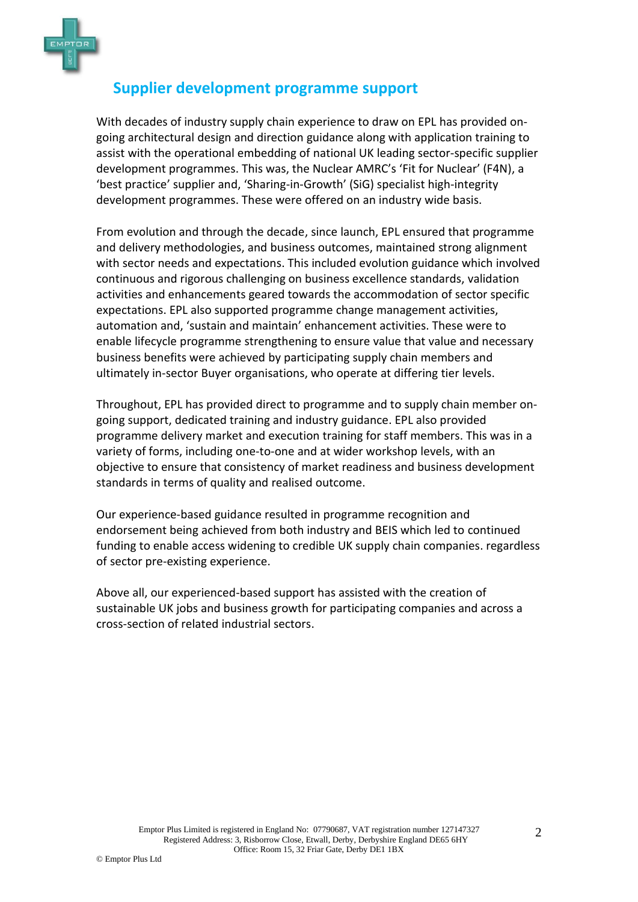## Supplier development programme support

With decades of industry supply chain experience to draw on EPL has provided on-going architectural design and direction guidance along with application training to assist with the operational embedding of national UK leading sector-specific supplier development programmes. This was, the Nuclear AMRC's 'Fit for Nuclear' (F4N), a 'best practice' supplier and, 'Sharing-in-Growth' (SiG) specialist high-integrity development programmes. These were offered on an industry wide basis.

From evolution and through the decade, since launch, EPL ensured that programme and delivery methodologies, and business outcomes, maintained strong alignment with sector needs and expectations. This included evolution guidance which involved continuous and rigorous challenging on business excellence standards, validation activities and enhancements geared towards the accommodation of sector specific expectations. EPL also supported programme change management activities, automation and, 'sustain and maintain' enhancement activities. These were to enable lifecycle programme strengthening to ensure value that value and necessary business benefits were achieved by participating supply chain members and ultimately in-sector Buyer organisations, who operate at differing tier levels.

Throughout, EPL has provided direct to programme and to supply chain member on-going support, dedicated training and industry guidance. EPL also provided programme delivery market and execution training for staff members. This was in a variety of forms, including one-to-one and at wider workshop levels, with an objective to ensure that consistency of market readiness and business development standards in terms of quality and realised outcome.

Our experience-based guidance resulted in programme recognition and endorsement being achieved from both industry and BEIS which led to continued funding to enable access widening to credible UK supply chain companies. regardless of sector pre-existing experience.

Above all, our experienced-based support has assisted with the creation of sustainable UK jobs and business growth for participating companies and across a cross-section of related industrial sectors.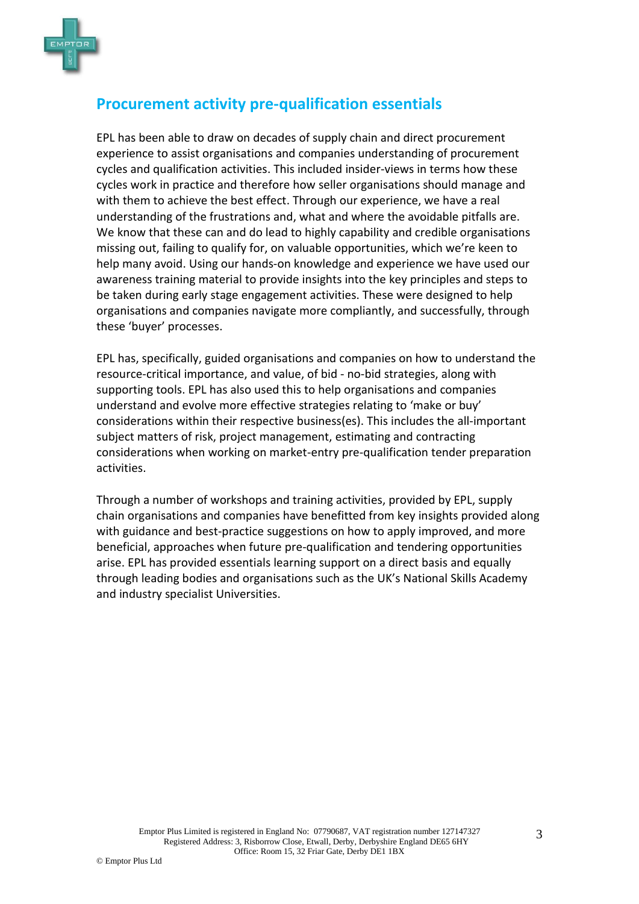## Procurement activity pre-qualification essentials

EPL has been able to draw on decades of supply chain and direct procurement experience to assist organisations and companies understanding of procurement cycles and qualification activities. This included insider-views in terms how these cycles work in practice and therefore how seller organisations should manage and with them to achieve the best effect. Through our experience, we have a real understanding of the frustrations and, what and where the avoidable pitfalls are. We know that these can and do lead to highly capability and credible organisations missing out, failing to qualify for, on valuable opportunities, which we're keen to help many avoid. Using our hands-on knowledge and experience we have used our awareness training material to provide insights into the key principles and steps to be taken during early stage engagement activities. These were designed to help organisations and companies navigate more compliantly, and successfully, through these 'buyer' processes.

EPL has, specifically, guided organisations and companies on how to understand the resource-critical importance, and value, of bid - no-bid strategies, along with supporting tools. EPL has also used this to help organisations and companies understand and evolve more effective strategies relating to 'make or buy' considerations within their respective business(es). This includes the all-important subject matters of risk, project management, estimating and contracting considerations when working on market-entry pre-qualification tender preparation activities.

Through a number of workshops and training activities, provided by EPL, supply chain organisations and companies have benefitted from key insights provided along with guidance and best-practice suggestions on how to apply improved, and more beneficial, approaches when future pre-qualification and tendering opportunities arise. EPL has provided essentials learning support on a direct basis and equally through leading bodies and organisations such as the UK's National Skills Academy and industry specialist Universities.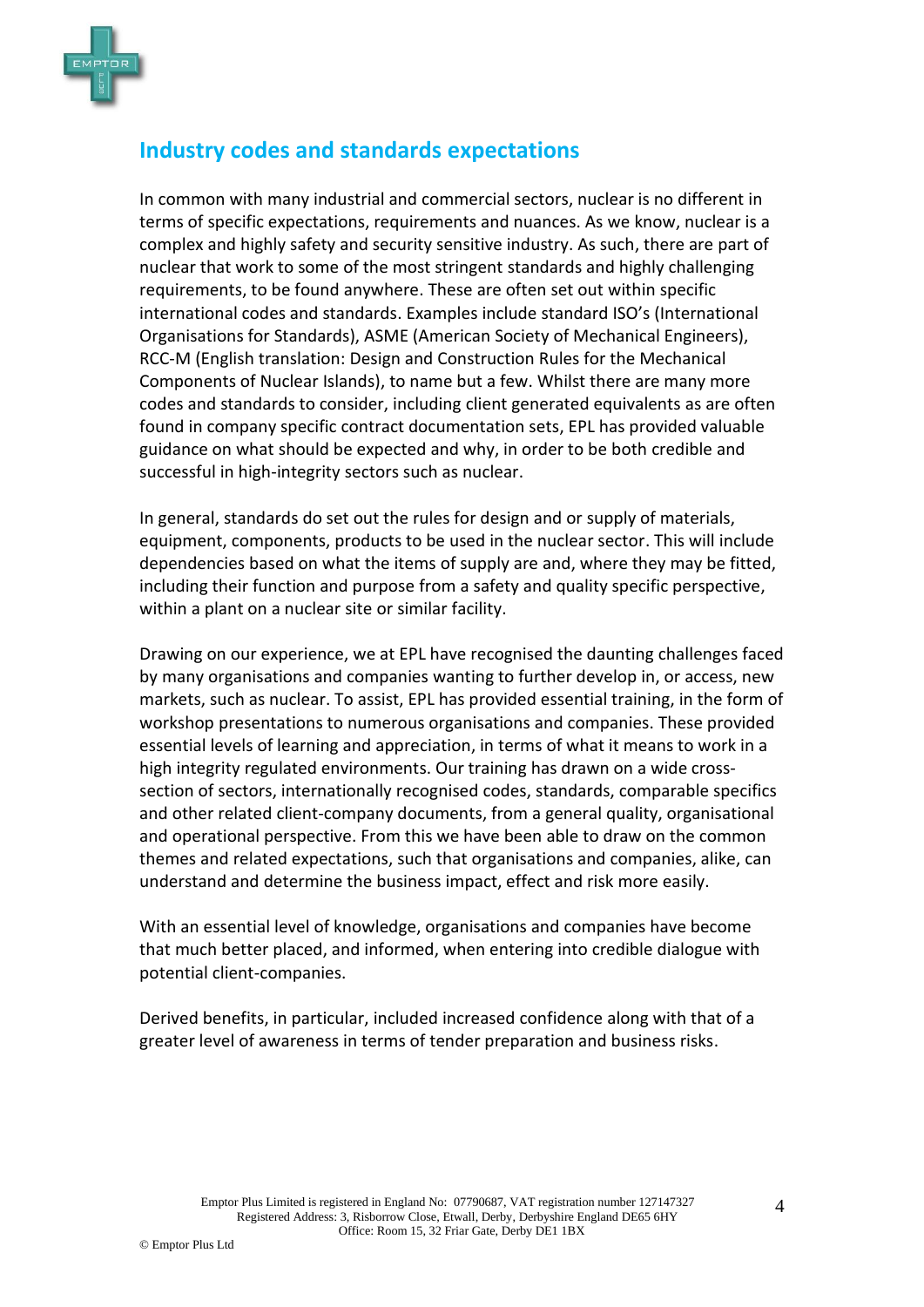## Industry codes and standards expectations

In common with many industrial and commercial sectors, nuclear is no different in terms of specific expectations, requirements and nuances. As we know, nuclear is a complex and highly safety and security sensitive industry. As such, there are part of nuclear that work to some of the most stringent standards and highly challenging requirements, to be found anywhere. These are often set out within specific international codes and standards. Examples include standard ISO's (International Organisations for Standards), ASME (American Society of Mechanical Engineers), RCC-M (English translation: Design and Construction Rules for the Mechanical Components of Nuclear Islands), to name but a few. Whilst there are many more codes and standards to consider, including client generated equivalents as are often found in company specific contract documentation sets, EPL has provided valuable guidance on what should be expected and why, in order to be both credible and successful in high-integrity sectors such as nuclear.

In general, standards do set out the rules for design and or supply of materials, equipment, components, products to be used in the nuclear sector. This will include dependencies based on what the items of supply are and, where they may be fitted, including their function and purpose from a safety and quality specific perspective, within a plant on a nuclear site or similar facility.

Drawing on our experience, we at EPL have recognised the daunting challenges faced by many organisations and companies wanting to further develop in, or access, new markets, such as nuclear. To assist, EPL has provided essential training, in the form of workshop presentations to numerous organisations and companies. These provided essential levels of learning and appreciation, in terms of what it means to work in a high integrity regulated environments. Our training has drawn on a wide cross-section of sectors, internationally recognised codes, standards, comparable specifics and other related client-company documents, from a general quality, organisational and operational perspective. From this we have been able to draw on the common themes and related expectations, such that organisations and companies, alike, can understand and determine the business impact, effect and risk more easily.

With an essential level of knowledge, organisations and companies have become that much better placed, and informed, when entering into credible dialogue with potential client-companies.

Derived benefits, in particular, included increased confidence along with that of a greater level of awareness in terms of tender preparation and business risks.

Emptor Plus Limited is registered in England No: 07790687, VAT registration number 127147327
Registered Address: 3, Risborrow Close, Etwall, Derby, Derbyshire England DE65 6HY
Office: Room 15, 32 Friar Gate, Derby DE1 1BX

© Emptor Plus Ltd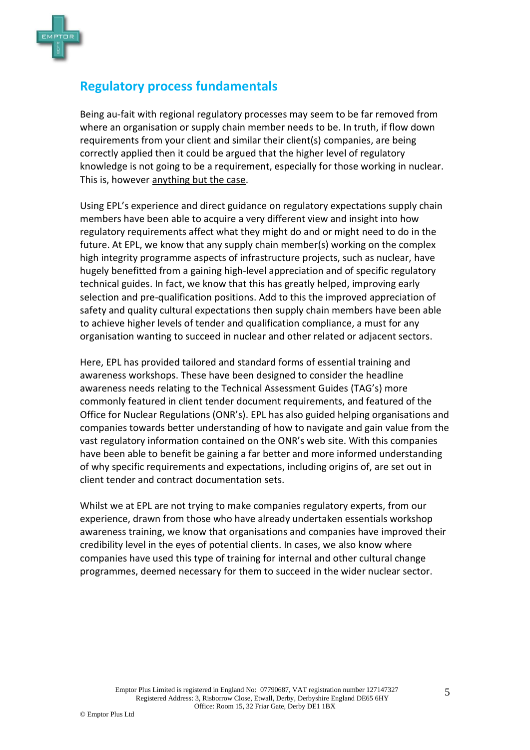## Regulatory process fundamentals

Being au-fait with regional regulatory processes may seem to be far removed from where an organisation or supply chain member needs to be. In truth, if flow down requirements from your client and similar their client(s) companies, are being correctly applied then it could be argued that the higher level of regulatory knowledge is not going to be a requirement, especially for those working in nuclear. This is, however anything but the case.

Using EPL's experience and direct guidance on regulatory expectations supply chain members have been able to acquire a very different view and insight into how regulatory requirements affect what they might do and or might need to do in the future. At EPL, we know that any supply chain member(s) working on the complex high integrity programme aspects of infrastructure projects, such as nuclear, have hugely benefitted from a gaining high-level appreciation and of specific regulatory technical guides. In fact, we know that this has greatly helped, improving early selection and pre-qualification positions. Add to this the improved appreciation of safety and quality cultural expectations then supply chain members have been able to achieve higher levels of tender and qualification compliance, a must for any organisation wanting to succeed in nuclear and other related or adjacent sectors.

Here, EPL has provided tailored and standard forms of essential training and awareness workshops. These have been designed to consider the headline awareness needs relating to the Technical Assessment Guides (TAG's) more commonly featured in client tender document requirements, and featured of the Office for Nuclear Regulations (ONR's). EPL has also guided helping organisations and companies towards better understanding of how to navigate and gain value from the vast regulatory information contained on the ONR's web site. With this companies have been able to benefit be gaining a far better and more informed understanding of why specific requirements and expectations, including origins of, are set out in client tender and contract documentation sets.

Whilst we at EPL are not trying to make companies regulatory experts, from our experience, drawn from those who have already undertaken essentials workshop awareness training, we know that organisations and companies have improved their credibility level in the eyes of potential clients. In cases, we also know where companies have used this type of training for internal and other cultural change programmes, deemed necessary for them to succeed in the wider nuclear sector.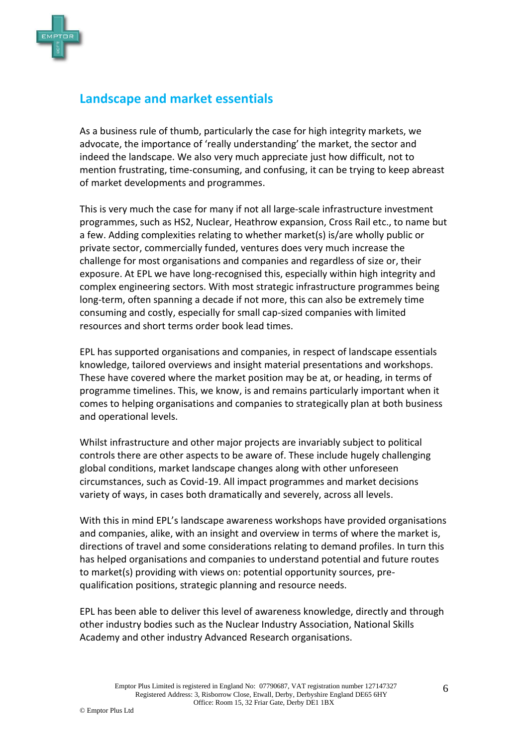## Landscape and market essentials

As a business rule of thumb, particularly the case for high integrity markets, we advocate, the importance of 'really understanding' the market, the sector and indeed the landscape. We also very much appreciate just how difficult, not to mention frustrating, time-consuming, and confusing, it can be trying to keep abreast of market developments and programmes.

This is very much the case for many if not all large-scale infrastructure investment programmes, such as HS2, Nuclear, Heathrow expansion, Cross Rail etc., to name but a few. Adding complexities relating to whether market(s) is/are wholly public or private sector, commercially funded, ventures does very much increase the challenge for most organisations and companies and regardless of size or, their exposure. At EPL we have long-recognised this, especially within high integrity and complex engineering sectors. With most strategic infrastructure programmes being long-term, often spanning a decade if not more, this can also be extremely time consuming and costly, especially for small cap-sized companies with limited resources and short terms order book lead times.

EPL has supported organisations and companies, in respect of landscape essentials knowledge, tailored overviews and insight material presentations and workshops. These have covered where the market position may be at, or heading, in terms of programme timelines. This, we know, is and remains particularly important when it comes to helping organisations and companies to strategically plan at both business and operational levels.

Whilst infrastructure and other major projects are invariably subject to political controls there are other aspects to be aware of. These include hugely challenging global conditions, market landscape changes along with other unforeseen circumstances, such as Covid-19. All impact programmes and market decisions variety of ways, in cases both dramatically and severely, across all levels.

With this in mind EPL's landscape awareness workshops have provided organisations and companies, alike, with an insight and overview in terms of where the market is, directions of travel and some considerations relating to demand profiles. In turn this has helped organisations and companies to understand potential and future routes to market(s) providing with views on: potential opportunity sources, pre-qualification positions, strategic planning and resource needs.

EPL has been able to deliver this level of awareness knowledge, directly and through other industry bodies such as the Nuclear Industry Association, National Skills Academy and other industry Advanced Research organisations.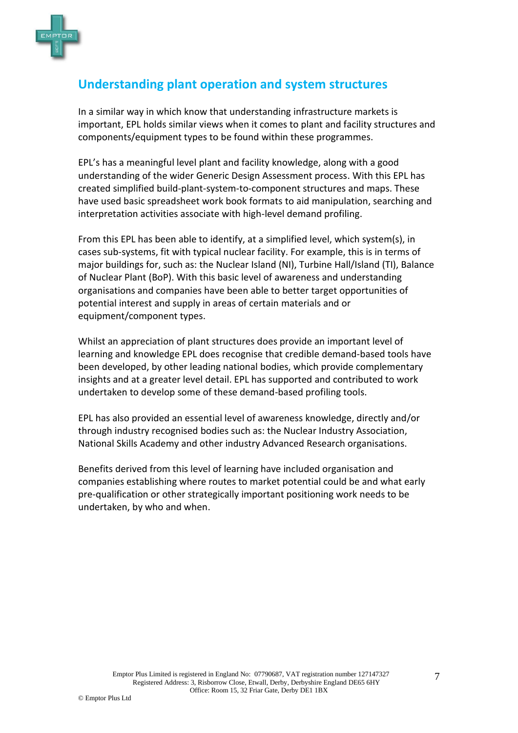## Understanding plant operation and system structures

In a similar way in which know that understanding infrastructure markets is important, EPL holds similar views when it comes to plant and facility structures and components/equipment types to be found within these programmes.

EPL's has a meaningful level plant and facility knowledge, along with a good understanding of the wider Generic Design Assessment process. With this EPL has created simplified build-plant-system-to-component structures and maps. These have used basic spreadsheet work book formats to aid manipulation, searching and interpretation activities associate with high-level demand profiling.

From this EPL has been able to identify, at a simplified level, which system(s), in cases sub-systems, fit with typical nuclear facility. For example, this is in terms of major buildings for, such as: the Nuclear Island (NI), Turbine Hall/Island (TI), Balance of Nuclear Plant (BoP). With this basic level of awareness and understanding organisations and companies have been able to better target opportunities of potential interest and supply in areas of certain materials and or equipment/component types.

Whilst an appreciation of plant structures does provide an important level of learning and knowledge EPL does recognise that credible demand-based tools have been developed, by other leading national bodies, which provide complementary insights and at a greater level detail. EPL has supported and contributed to work undertaken to develop some of these demand-based profiling tools.

EPL has also provided an essential level of awareness knowledge, directly and/or through industry recognised bodies such as: the Nuclear Industry Association, National Skills Academy and other industry Advanced Research organisations.

Benefits derived from this level of learning have included organisation and companies establishing where routes to market potential could be and what early pre-qualification or other strategically important positioning work needs to be undertaken, by who and when.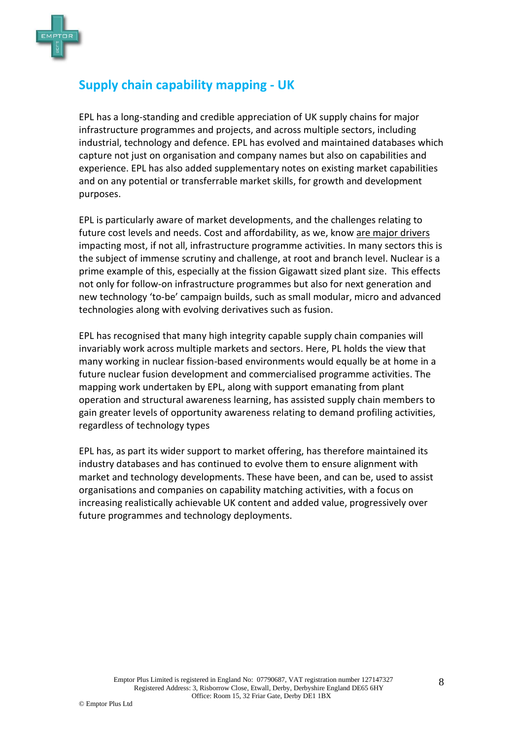## Supply chain capability mapping - UK

EPL has a long-standing and credible appreciation of UK supply chains for major infrastructure programmes and projects, and across multiple sectors, including industrial, technology and defence. EPL has evolved and maintained databases which capture not just on organisation and company names but also on capabilities and experience. EPL has also added supplementary notes on existing market capabilities and on any potential or transferrable market skills, for growth and development purposes.

EPL is particularly aware of market developments, and the challenges relating to future cost levels and needs. Cost and affordability, as we, know are major drivers impacting most, if not all, infrastructure programme activities. In many sectors this is the subject of immense scrutiny and challenge, at root and branch level. Nuclear is a prime example of this, especially at the fission Gigawatt sized plant size. This effects not only for follow-on infrastructure programmes but also for next generation and new technology 'to-be' campaign builds, such as small modular, micro and advanced technologies along with evolving derivatives such as fusion.

EPL has recognised that many high integrity capable supply chain companies will invariably work across multiple markets and sectors. Here, PL holds the view that many working in nuclear fission-based environments would equally be at home in a future nuclear fusion development and commercialised programme activities. The mapping work undertaken by EPL, along with support emanating from plant operation and structural awareness learning, has assisted supply chain members to gain greater levels of opportunity awareness relating to demand profiling activities, regardless of technology types

EPL has, as part its wider support to market offering, has therefore maintained its industry databases and has continued to evolve them to ensure alignment with market and technology developments. These have been, and can be, used to assist organisations and companies on capability matching activities, with a focus on increasing realistically achievable UK content and added value, progressively over future programmes and technology deployments.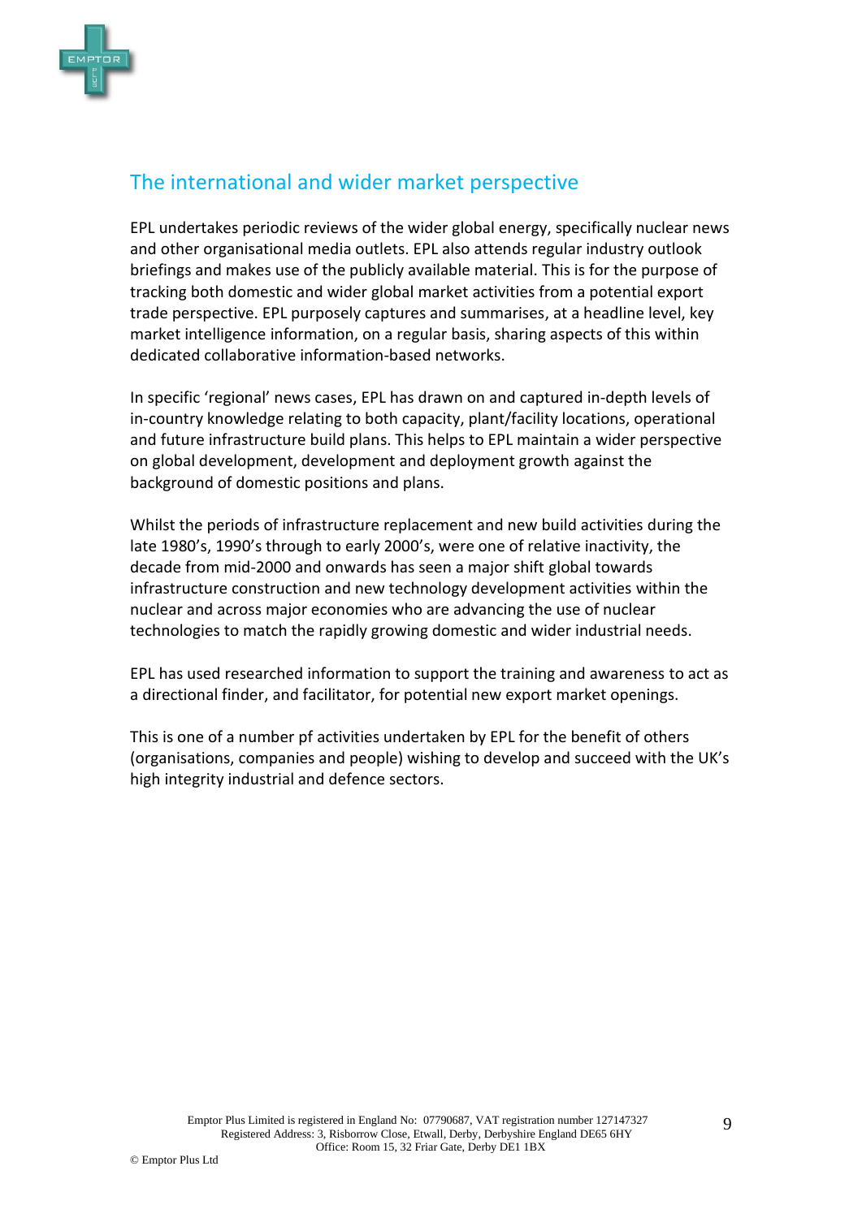## The international and wider market perspective

EPL undertakes periodic reviews of the wider global energy, specifically nuclear news and other organisational media outlets. EPL also attends regular industry outlook briefings and makes use of the publicly available material. This is for the purpose of tracking both domestic and wider global market activities from a potential export trade perspective. EPL purposely captures and summarises, at a headline level, key market intelligence information, on a regular basis, sharing aspects of this within dedicated collaborative information-based networks.

In specific 'regional' news cases, EPL has drawn on and captured in-depth levels of in-country knowledge relating to both capacity, plant/facility locations, operational and future infrastructure build plans. This helps to EPL maintain a wider perspective on global development, development and deployment growth against the background of domestic positions and plans.

Whilst the periods of infrastructure replacement and new build activities during the late 1980's, 1990's through to early 2000's, were one of relative inactivity, the decade from mid-2000 and onwards has seen a major shift global towards infrastructure construction and new technology development activities within the nuclear and across major economies who are advancing the use of nuclear technologies to match the rapidly growing domestic and wider industrial needs.

EPL has used researched information to support the training and awareness to act as a directional finder, and facilitator, for potential new export market openings.

This is one of a number pf activities undertaken by EPL for the benefit of others (organisations, companies and people) wishing to develop and succeed with the UK's high integrity industrial and defence sectors.

Emptor Plus Limited is registered in England No: 07790687, VAT registration number 127147327
Registered Address: 3, Risborrow Close, Etwall, Derby, Derbyshire England DE65 6HY
Office: Room 15, 32 Friar Gate, Derby DE1 1BX

© Emptor Plus Ltd